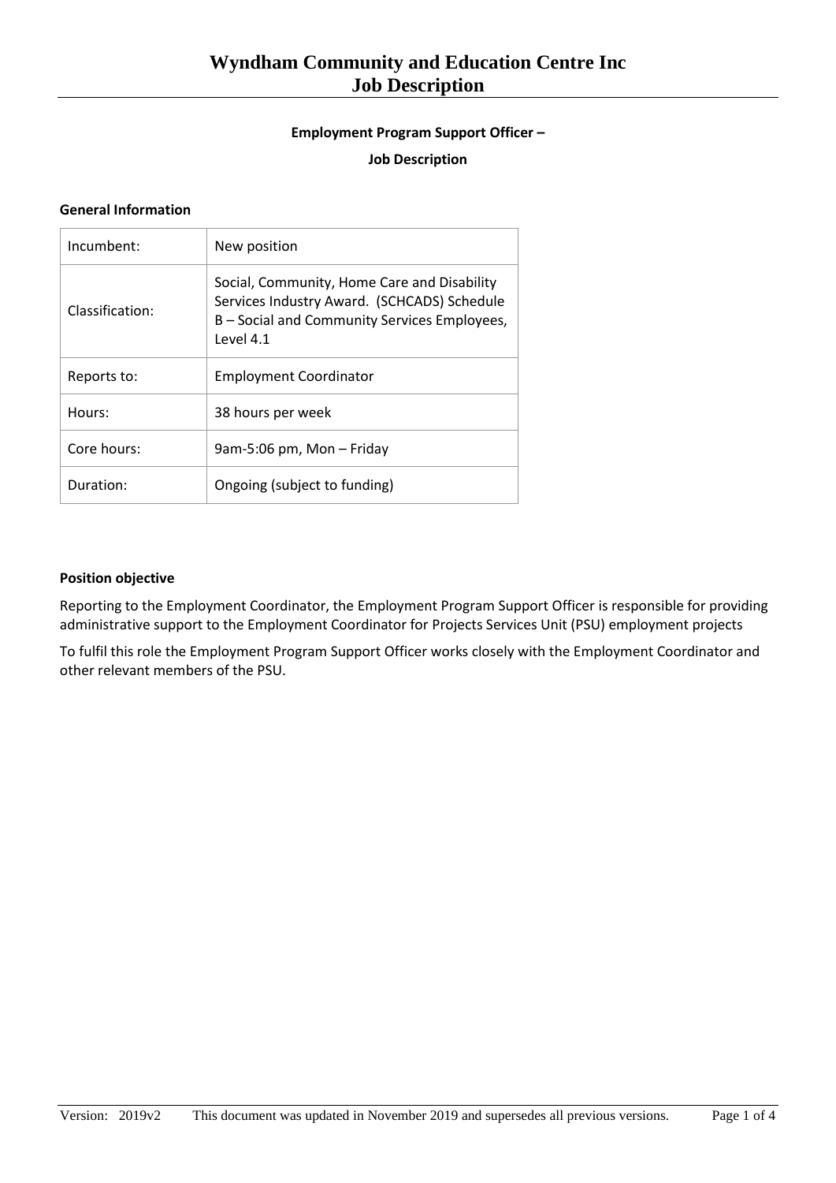# Wyndham Community and Education Centre Inc
# Job Description

**Employment Program Support Officer –**

**Job Description**

**General Information**

| | |
|---|---|
| Incumbent: | New position |
| Classification: | Social, Community, Home Care and Disability Services Industry Award. (SCHCADS) Schedule B – Social and Community Services Employees, Level 4.1 |
| Reports to: | Employment Coordinator |
| Hours: | 38 hours per week |
| Core hours: | 9am-5:06 pm, Mon – Friday |
| Duration: | Ongoing (subject to funding) |

**Position objective**

Reporting to the Employment Coordinator, the Employment Program Support Officer is responsible for providing administrative support to the Employment Coordinator for Projects Services Unit (PSU) employment projects

To fulfil this role the Employment Program Support Officer works closely with the Employment Coordinator and other relevant members of the PSU.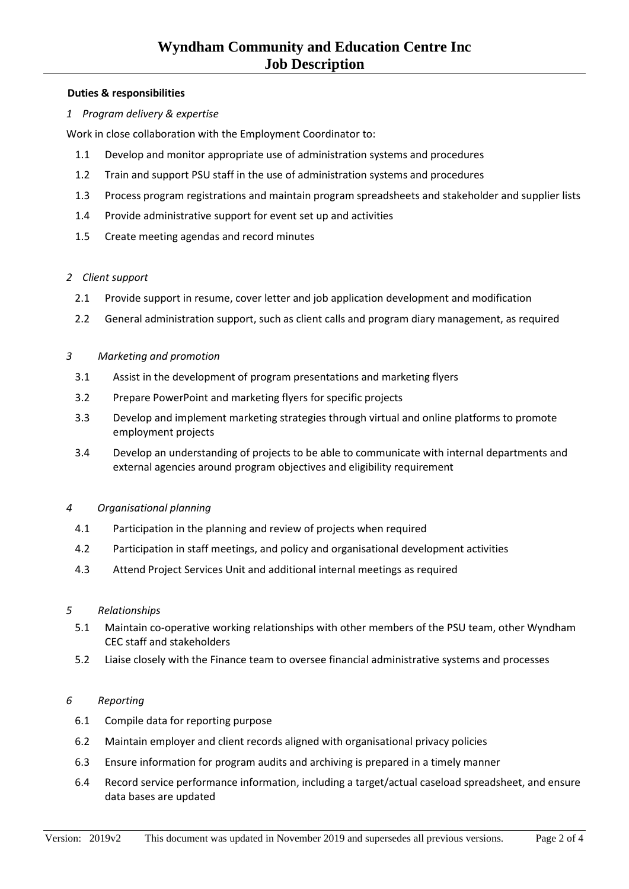**Duties & responsibilities**

*1 Program delivery & expertise*

Work in close collaboration with the Employment Coordinator to:

1.1 Develop and monitor appropriate use of administration systems and procedures

1.2 Train and support PSU staff in the use of administration systems and procedures

1.3 Process program registrations and maintain program spreadsheets and stakeholder and supplier lists

1.4 Provide administrative support for event set up and activities

1.5 Create meeting agendas and record minutes

*2 Client support*

2.1 Provide support in resume, cover letter and job application development and modification

2.2 General administration support, such as client calls and program diary management, as required

*3 Marketing and promotion*

3.1 Assist in the development of program presentations and marketing flyers

3.2 Prepare PowerPoint and marketing flyers for specific projects

3.3 Develop and implement marketing strategies through virtual and online platforms to promote employment projects

3.4 Develop an understanding of projects to be able to communicate with internal departments and external agencies around program objectives and eligibility requirement

*4 Organisational planning*

4.1 Participation in the planning and review of projects when required

4.2 Participation in staff meetings, and policy and organisational development activities

4.3 Attend Project Services Unit and additional internal meetings as required

*5 Relationships*

5.1 Maintain co-operative working relationships with other members of the PSU team, other Wyndham CEC staff and stakeholders

5.2 Liaise closely with the Finance team to oversee financial administrative systems and processes

*6 Reporting*

6.1 Compile data for reporting purpose

6.2 Maintain employer and client records aligned with organisational privacy policies

6.3 Ensure information for program audits and archiving is prepared in a timely manner

6.4 Record service performance information, including a target/actual caseload spreadsheet, and ensure data bases are updated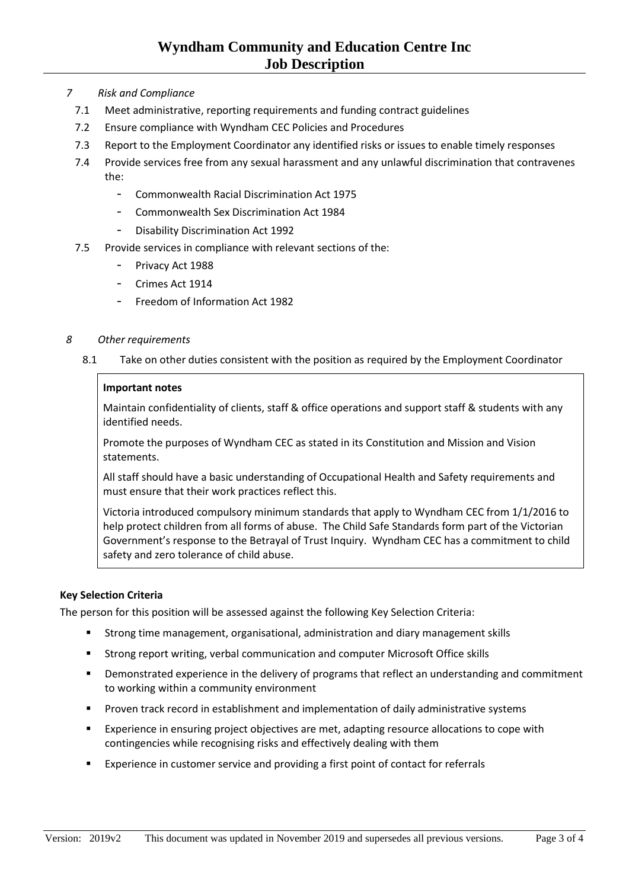*7 Risk and Compliance*

7.1 Meet administrative, reporting requirements and funding contract guidelines

7.2 Ensure compliance with Wyndham CEC Policies and Procedures

7.3 Report to the Employment Coordinator any identified risks or issues to enable timely responses

7.4 Provide services free from any sexual harassment and any unlawful discrimination that contravenes the:

- Commonwealth Racial Discrimination Act 1975
- Commonwealth Sex Discrimination Act 1984
- Disability Discrimination Act 1992

7.5 Provide services in compliance with relevant sections of the:

- Privacy Act 1988
- Crimes Act 1914
- Freedom of Information Act 1982

*8 Other requirements*

8.1 Take on other duties consistent with the position as required by the Employment Coordinator

**Important notes**

Maintain confidentiality of clients, staff & office operations and support staff & students with any identified needs.

Promote the purposes of Wyndham CEC as stated in its Constitution and Mission and Vision statements.

All staff should have a basic understanding of Occupational Health and Safety requirements and must ensure that their work practices reflect this.

Victoria introduced compulsory minimum standards that apply to Wyndham CEC from 1/1/2016 to help protect children from all forms of abuse. The Child Safe Standards form part of the Victorian Government's response to the Betrayal of Trust Inquiry. Wyndham CEC has a commitment to child safety and zero tolerance of child abuse.

**Key Selection Criteria**

The person for this position will be assessed against the following Key Selection Criteria:

- Strong time management, organisational, administration and diary management skills
- Strong report writing, verbal communication and computer Microsoft Office skills
- Demonstrated experience in the delivery of programs that reflect an understanding and commitment to working within a community environment
- Proven track record in establishment and implementation of daily administrative systems
- Experience in ensuring project objectives are met, adapting resource allocations to cope with contingencies while recognising risks and effectively dealing with them
- Experience in customer service and providing a first point of contact for referrals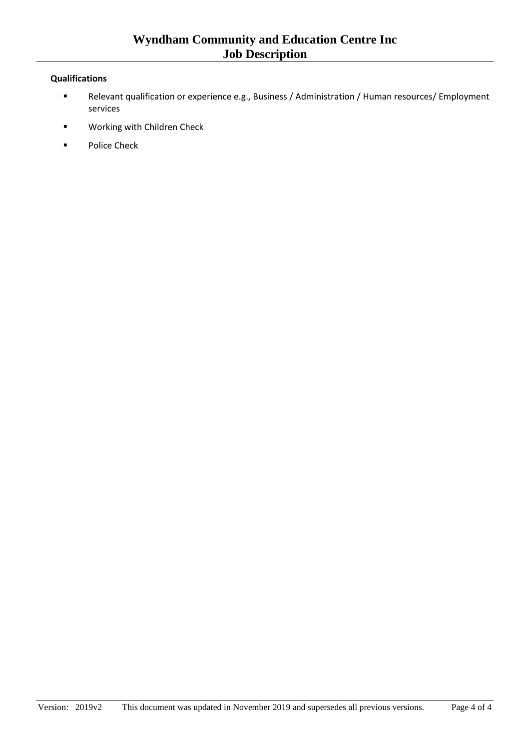**Qualifications**

- Relevant qualification or experience e.g., Business / Administration / Human resources/ Employment services
- Working with Children Check
- Police Check